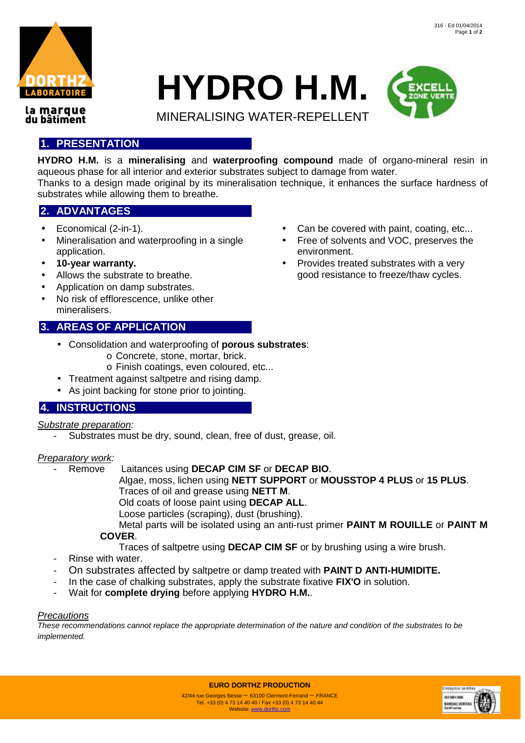# HYDRO H.M.

MINERALISING WATER-REPELLENT

## 1. PRESENTATION

**HYDRO H.M.** is a **mineralising** and **waterproofing compound** made of organo-mineral resin in aqueous phase for all interior and exterior substrates subject to damage from water.
Thanks to a design made original by its mineralisation technique, it enhances the surface hardness of substrates while allowing them to breathe.

## 2. ADVANTAGES

- Economical (2-in-1).
- Mineralisation and waterproofing in a single application.
- **10-year warranty.**
- Allows the substrate to breathe.
- Application on damp substrates.
- No risk of efflorescence, unlike other mineralisers.
- Can be covered with paint, coating, etc...
- Free of solvents and VOC, preserves the environment.
- Provides treated substrates with a very good resistance to freeze/thaw cycles.

## 3. AREAS OF APPLICATION

- Consolidation and waterproofing of **porous substrates**:
  - Concrete, stone, mortar, brick.
  - Finish coatings, even coloured, etc...
- Treatment against saltpetre and rising damp.
- As joint backing for stone prior to jointing.

## 4. INSTRUCTIONS

*Substrate preparation:*

- Substrates must be dry, sound, clean, free of dust, grease, oil.

*Preparatory work:*

- Remove
  - Laitances using **DECAP CIM SF** or **DECAP BIO**.
  - Algae, moss, lichen using **NETT SUPPORT** or **MOUSSTOP 4 PLUS** or **15 PLUS**.
  - Traces of oil and grease using **NETT M**.
  - Old coats of loose paint using **DECAP ALL**.
  - Loose particles (scraping), dust (brushing).
  - Metal parts will be isolated using an anti-rust primer **PAINT M ROUILLE** or **PAINT M COVER**.
  - Traces of saltpetre using **DECAP CIM SF** or by brushing using a wire brush.
- Rinse with water.
- On substrates affected by saltpetre or damp treated with **PAINT D ANTI-HUMIDITE.**
- In the case of chalking substrates, apply the substrate fixative **FIX'O** in solution.
- Wait for **complete drying** before applying **HYDRO H.M.**.

*Precautions*

*These recommendations cannot replace the appropriate determination of the nature and condition of the substrates to be implemented.*

**EURO DORTHZ PRODUCTION**
42/44 rue Georges Besse – 63100 Clermont-Ferrand – FRANCE
Tel. +33 (0) 4 73 14 40 40 / Fax +33 (0) 4 73 14 40 44
Website: www.dorthz.com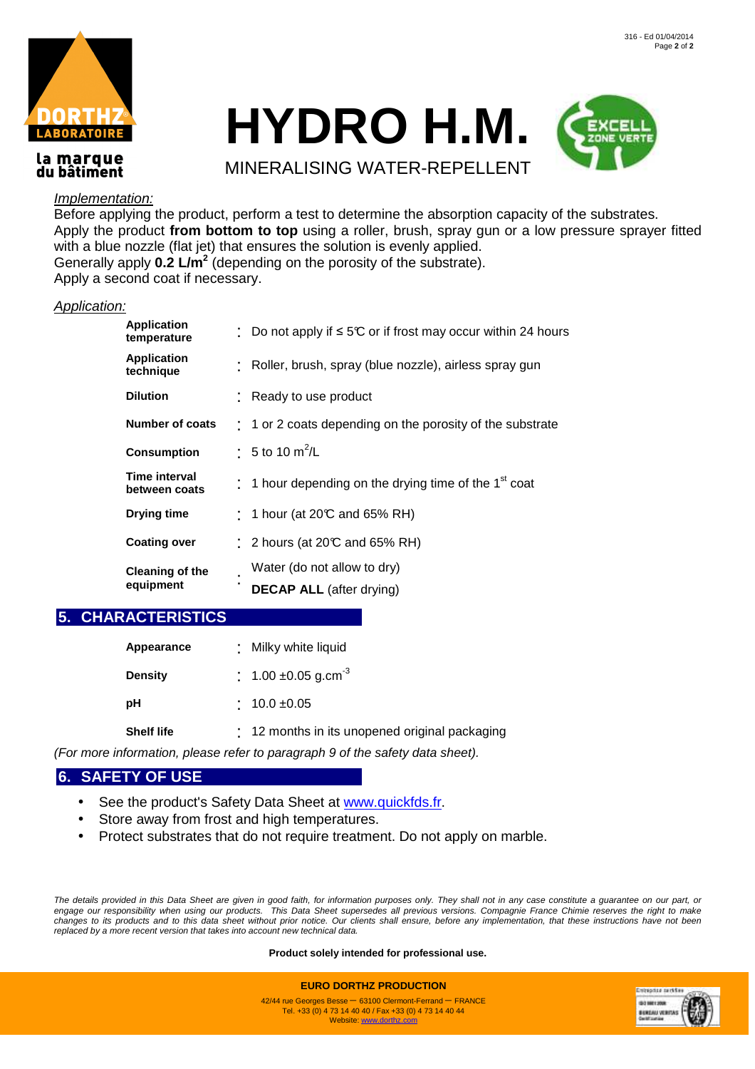# HYDRO H.M.

MINERALISING WATER-REPELLENT

*Implementation:*

Before applying the product, perform a test to determine the absorption capacity of the substrates.
Apply the product **from bottom to top** using a roller, brush, spray gun or a low pressure sprayer fitted with a blue nozzle (flat jet) that ensures the solution is evenly applied.
Generally apply **0.2 L/m²** (depending on the porosity of the substrate).
Apply a second coat if necessary.

*Application:*

| | |
|---|---|
| **Application temperature** | Do not apply if ≤ 5°C or if frost may occur within 24 hours |
| **Application technique** | Roller, brush, spray (blue nozzle), airless spray gun |
| **Dilution** | Ready to use product |
| **Number of coats** | 1 or 2 coats depending on the porosity of the substrate |
| **Consumption** | 5 to 10 m²/L |
| **Time interval between coats** | 1 hour depending on the drying time of the 1st coat |
| **Drying time** | 1 hour (at 20°C and 65% RH) |
| **Coating over** | 2 hours (at 20°C and 65% RH) |
| **Cleaning of the equipment** | Water (do not allow to dry)<br>**DECAP ALL** (after drying) |

## 5. CHARACTERISTICS

| | |
|---|---|
| **Appearance** | Milky white liquid |
| **Density** | 1.00 ±0.05 g.cm$^{-3}$ |
| **pH** | 10.0 ±0.05 |
| **Shelf life** | 12 months in its unopened original packaging |

*(For more information, please refer to paragraph 9 of the safety data sheet).*

## 6. SAFETY OF USE

- See the product's Safety Data Sheet at www.quickfds.fr.
- Store away from frost and high temperatures.
- Protect substrates that do not require treatment. Do not apply on marble.

*The details provided in this Data Sheet are given in good faith, for information purposes only. They shall not in any case constitute a guarantee on our part, or engage our responsibility when using our products. This Data Sheet supersedes all previous versions. Compagnie France Chimie reserves the right to make changes to its products and to this data sheet without prior notice. Our clients shall ensure, before any implementation, that these instructions have not been replaced by a more recent version that takes into account new technical data.*

**Product solely intended for professional use.**

**EURO DORTHZ PRODUCTION**

42/44 rue Georges Besse – 63100 Clermont-Ferrand – FRANCE
Tel. +33 (0) 4 73 14 40 40 / Fax +33 (0) 4 73 14 40 44
Website: www.dorthz.com